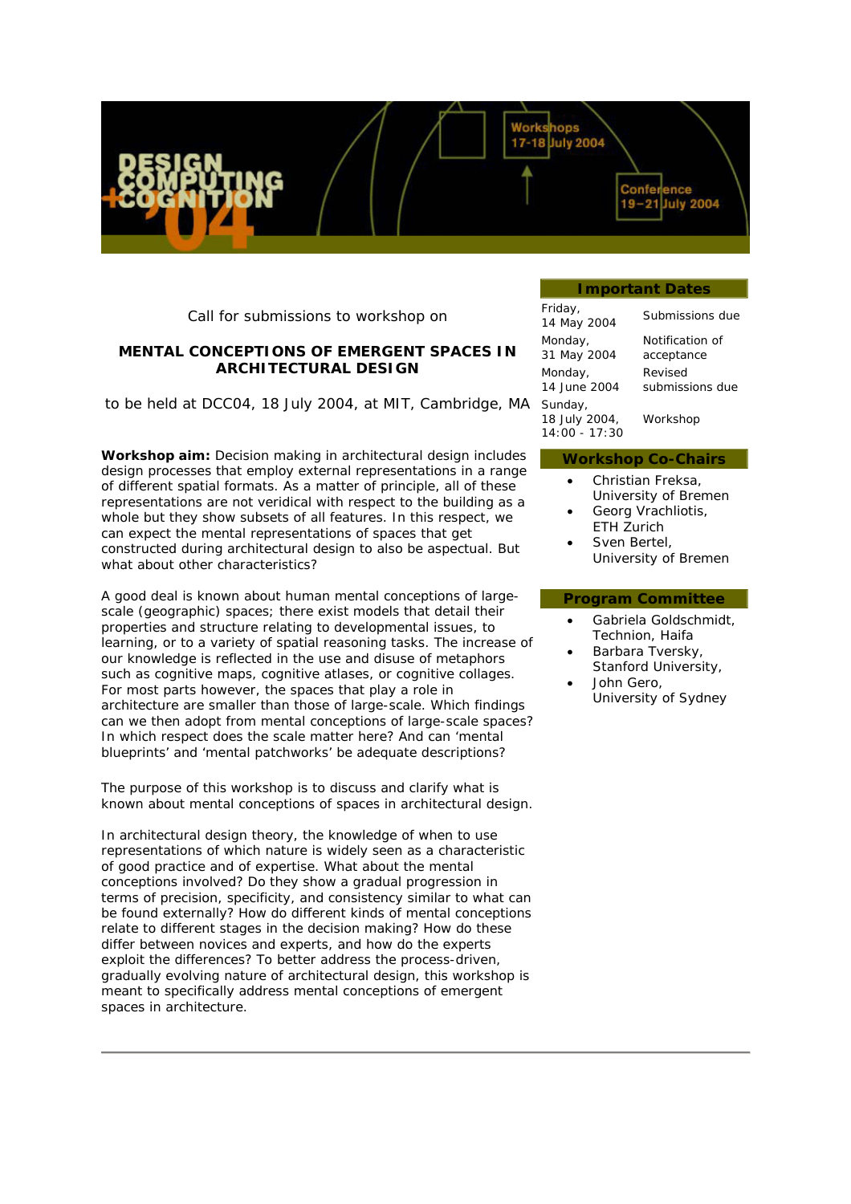Call for submissions to workshop on

## MENTAL CONCEPTIONS OF EMERGENT SPACES IN ARCHITECTURAL DESIGN

to be held at DCC04, 18 July 2004, at MIT, Cambridge, MA

**Workshop aim:** Decision making in architectural design includes design processes that employ external representations in a range of different spatial formats. As a matter of principle, all of these representations are not veridical with respect to the building as a whole but they show subsets of all features. In this respect, we can expect the mental representations of spaces that get constructed during architectural design to also be aspectual. But what about other characteristics?

A good deal is known about human mental conceptions of large-scale (geographic) spaces; there exist models that detail their properties and structure relating to developmental issues, to learning, or to a variety of spatial reasoning tasks. The increase of our knowledge is reflected in the use and disuse of metaphors such as cognitive maps, cognitive atlases, or cognitive collages. For most parts however, the spaces that play a role in architecture are smaller than those of large-scale. Which findings can we then adopt from mental conceptions of large-scale spaces? In which respect does the scale matter here? And can 'mental blueprints' and 'mental patchworks' be adequate descriptions?

The purpose of this workshop is to discuss and clarify what is known about mental conceptions of spaces in architectural design.

In architectural design theory, the knowledge of when to use representations of which nature is widely seen as a characteristic of good practice and of expertise. What about the mental conceptions involved? Do they show a gradual progression in terms of precision, specificity, and consistency similar to what can be found externally? How do different kinds of mental conceptions relate to different stages in the decision making? How do these differ between novices and experts, and how do the experts exploit the differences? To better address the process-driven, gradually evolving nature of architectural design, this workshop is meant to specifically address mental conceptions of emergent spaces in architecture.

### Important Dates

| Date | Event |
|---|---|
| Friday, 14 May 2004 | Submissions due |
| Monday, 31 May 2004 | Notification of acceptance |
| Monday, 14 June 2004 | Revised submissions due |
| Sunday, 18 July 2004, 14:00 - 17:30 | Workshop |

### Workshop Co-Chairs

- Christian Freksa, University of Bremen
- Georg Vrachliotis, ETH Zurich
- Sven Bertel, University of Bremen

### Program Committee

- Gabriela Goldschmidt, Technion, Haifa
- Barbara Tversky, Stanford University,
- John Gero, University of Sydney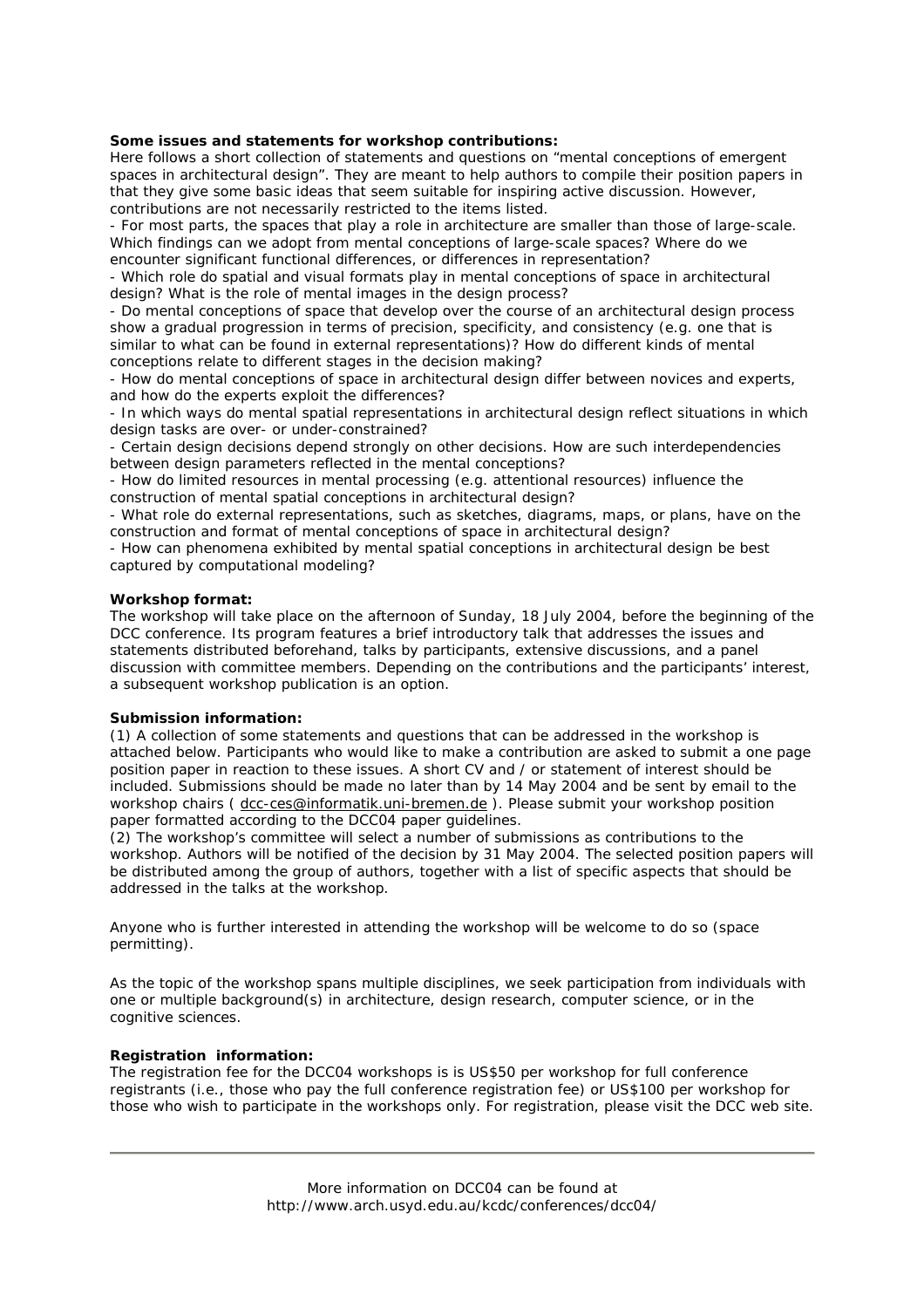**Some issues and statements for workshop contributions:**
Here follows a short collection of statements and questions on “mental conceptions of emergent spaces in architectural design”. They are meant to help authors to compile their position papers in that they give some basic ideas that seem suitable for inspiring active discussion. However, contributions are not necessarily restricted to the items listed.

- For most parts, the spaces that play a role in architecture are smaller than those of large-scale. Which findings can we adopt from mental conceptions of large-scale spaces? Where do we encounter significant functional differences, or differences in representation?
- Which role do spatial and visual formats play in mental conceptions of space in architectural design? What is the role of mental images in the design process?
- Do mental conceptions of space that develop over the course of an architectural design process show a gradual progression in terms of precision, specificity, and consistency (e.g. one that is similar to what can be found in external representations)? How do different kinds of mental conceptions relate to different stages in the decision making?
- How do mental conceptions of space in architectural design differ between novices and experts, and how do the experts exploit the differences?
- In which ways do mental spatial representations in architectural design reflect situations in which design tasks are over- or under-constrained?
- Certain design decisions depend strongly on other decisions. How are such interdependencies between design parameters reflected in the mental conceptions?
- How do limited resources in mental processing (e.g. attentional resources) influence the construction of mental spatial conceptions in architectural design?
- What role do external representations, such as sketches, diagrams, maps, or plans, have on the construction and format of mental conceptions of space in architectural design?
- How can phenomena exhibited by mental spatial conceptions in architectural design be best captured by computational modeling?

**Workshop format:**
The workshop will take place on the afternoon of Sunday, 18 July 2004, before the beginning of the DCC conference. Its program features a brief introductory talk that addresses the issues and statements distributed beforehand, talks by participants, extensive discussions, and a panel discussion with committee members. Depending on the contributions and the participants’ interest, a subsequent workshop publication is an option.

**Submission information:**
(1) A collection of some statements and questions that can be addressed in the workshop is attached below. Participants who would like to make a contribution are asked to submit a one page position paper in reaction to these issues. A short CV and / or statement of interest should be included. Submissions should be made no later than by 14 May 2004 and be sent by email to the workshop chairs ( dcc-ces@informatik.uni-bremen.de ). Please submit your workshop position paper formatted according to the DCC04 paper guidelines.
(2) The workshop’s committee will select a number of submissions as contributions to the workshop. Authors will be notified of the decision by 31 May 2004. The selected position papers will be distributed among the group of authors, together with a list of specific aspects that should be addressed in the talks at the workshop.

Anyone who is further interested in attending the workshop will be welcome to do so (space permitting).

As the topic of the workshop spans multiple disciplines, we seek participation from individuals with one or multiple background(s) in architecture, design research, computer science, or in the cognitive sciences.

**Registration information:**
The registration fee for the DCC04 workshops is is US$50 per workshop for full conference registrants (i.e., those who pay the full conference registration fee) or US$100 per workshop for those who wish to participate in the workshops only. For registration, please visit the DCC web site.

---

More information on DCC04 can be found at
http://www.arch.usyd.edu.au/kcdc/conferences/dcc04/